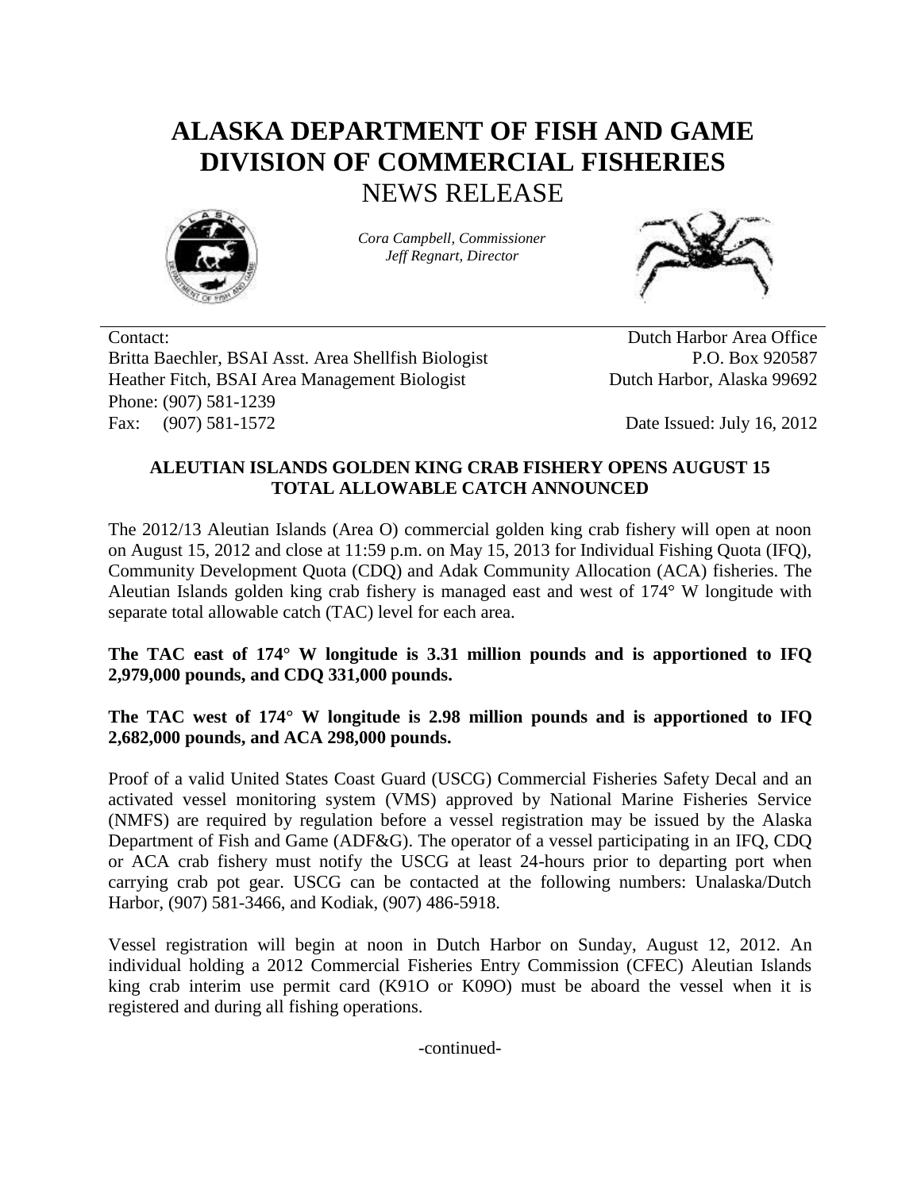# ALASKA DEPARTMENT OF FISH AND GAME
# DIVISION OF COMMERCIAL FISHERIES
## NEWS RELEASE

*Cora Campbell, Commissioner*
*Jeff Regnart, Director*

Contact:
Britta Baechler, BSAI Asst. Area Shellfish Biologist
Heather Fitch, BSAI Area Management Biologist
Phone: (907) 581-1239
Fax: (907) 581-1572

Dutch Harbor Area Office
P.O. Box 920587
Dutch Harbor, Alaska 99692

Date Issued: July 16, 2012

**ALEUTIAN ISLANDS GOLDEN KING CRAB FISHERY OPENS AUGUST 15**
**TOTAL ALLOWABLE CATCH ANNOUNCED**

The 2012/13 Aleutian Islands (Area O) commercial golden king crab fishery will open at noon on August 15, 2012 and close at 11:59 p.m. on May 15, 2013 for Individual Fishing Quota (IFQ), Community Development Quota (CDQ) and Adak Community Allocation (ACA) fisheries. The Aleutian Islands golden king crab fishery is managed east and west of 174° W longitude with separate total allowable catch (TAC) level for each area.

**The TAC east of 174° W longitude is 3.31 million pounds and is apportioned to IFQ 2,979,000 pounds, and CDQ 331,000 pounds.**

**The TAC west of 174° W longitude is 2.98 million pounds and is apportioned to IFQ 2,682,000 pounds, and ACA 298,000 pounds.**

Proof of a valid United States Coast Guard (USCG) Commercial Fisheries Safety Decal and an activated vessel monitoring system (VMS) approved by National Marine Fisheries Service (NMFS) are required by regulation before a vessel registration may be issued by the Alaska Department of Fish and Game (ADF&G). The operator of a vessel participating in an IFQ, CDQ or ACA crab fishery must notify the USCG at least 24-hours prior to departing port when carrying crab pot gear. USCG can be contacted at the following numbers: Unalaska/Dutch Harbor, (907) 581-3466, and Kodiak, (907) 486-5918.

Vessel registration will begin at noon in Dutch Harbor on Sunday, August 12, 2012. An individual holding a 2012 Commercial Fisheries Entry Commission (CFEC) Aleutian Islands king crab interim use permit card (K91O or K09O) must be aboard the vessel when it is registered and during all fishing operations.

-continued-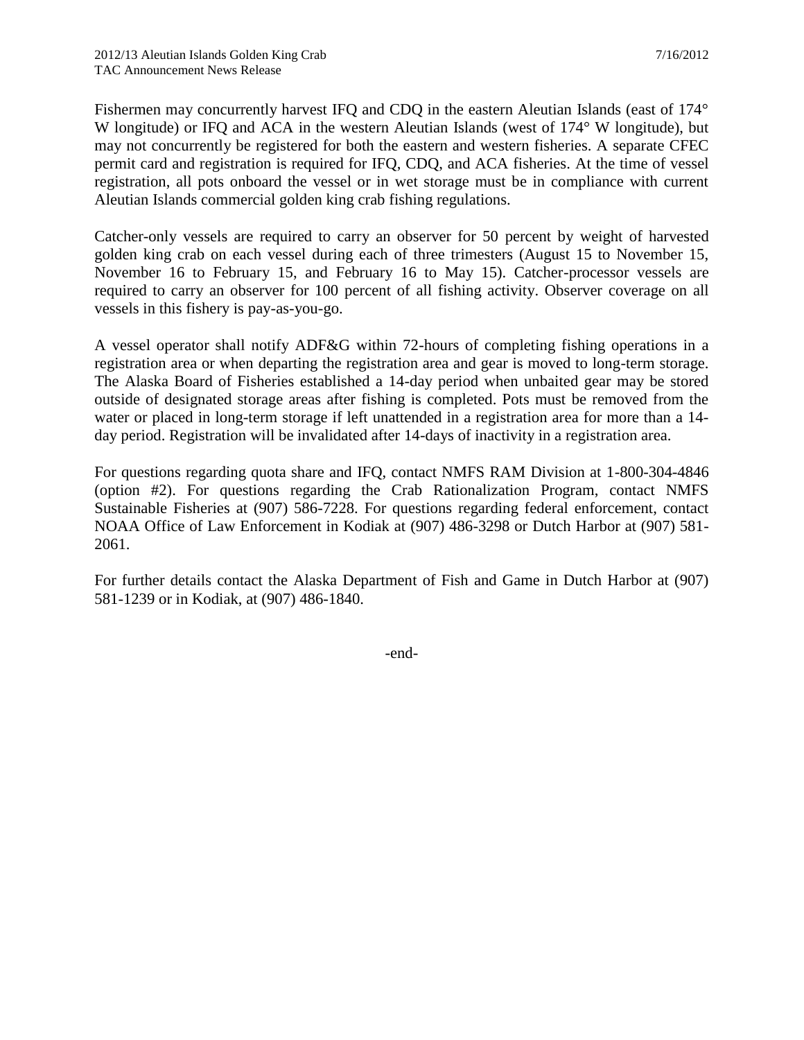Fishermen may concurrently harvest IFQ and CDQ in the eastern Aleutian Islands (east of 174° W longitude) or IFQ and ACA in the western Aleutian Islands (west of 174° W longitude), but may not concurrently be registered for both the eastern and western fisheries. A separate CFEC permit card and registration is required for IFQ, CDQ, and ACA fisheries. At the time of vessel registration, all pots onboard the vessel or in wet storage must be in compliance with current Aleutian Islands commercial golden king crab fishing regulations.

Catcher-only vessels are required to carry an observer for 50 percent by weight of harvested golden king crab on each vessel during each of three trimesters (August 15 to November 15, November 16 to February 15, and February 16 to May 15). Catcher-processor vessels are required to carry an observer for 100 percent of all fishing activity. Observer coverage on all vessels in this fishery is pay-as-you-go.

A vessel operator shall notify ADF&G within 72-hours of completing fishing operations in a registration area or when departing the registration area and gear is moved to long-term storage. The Alaska Board of Fisheries established a 14-day period when unbaited gear may be stored outside of designated storage areas after fishing is completed. Pots must be removed from the water or placed in long-term storage if left unattended in a registration area for more than a 14-day period. Registration will be invalidated after 14-days of inactivity in a registration area.

For questions regarding quota share and IFQ, contact NMFS RAM Division at 1-800-304-4846 (option #2). For questions regarding the Crab Rationalization Program, contact NMFS Sustainable Fisheries at (907) 586-7228. For questions regarding federal enforcement, contact NOAA Office of Law Enforcement in Kodiak at (907) 486-3298 or Dutch Harbor at (907) 581-2061.

For further details contact the Alaska Department of Fish and Game in Dutch Harbor at (907) 581-1239 or in Kodiak, at (907) 486-1840.

-end-